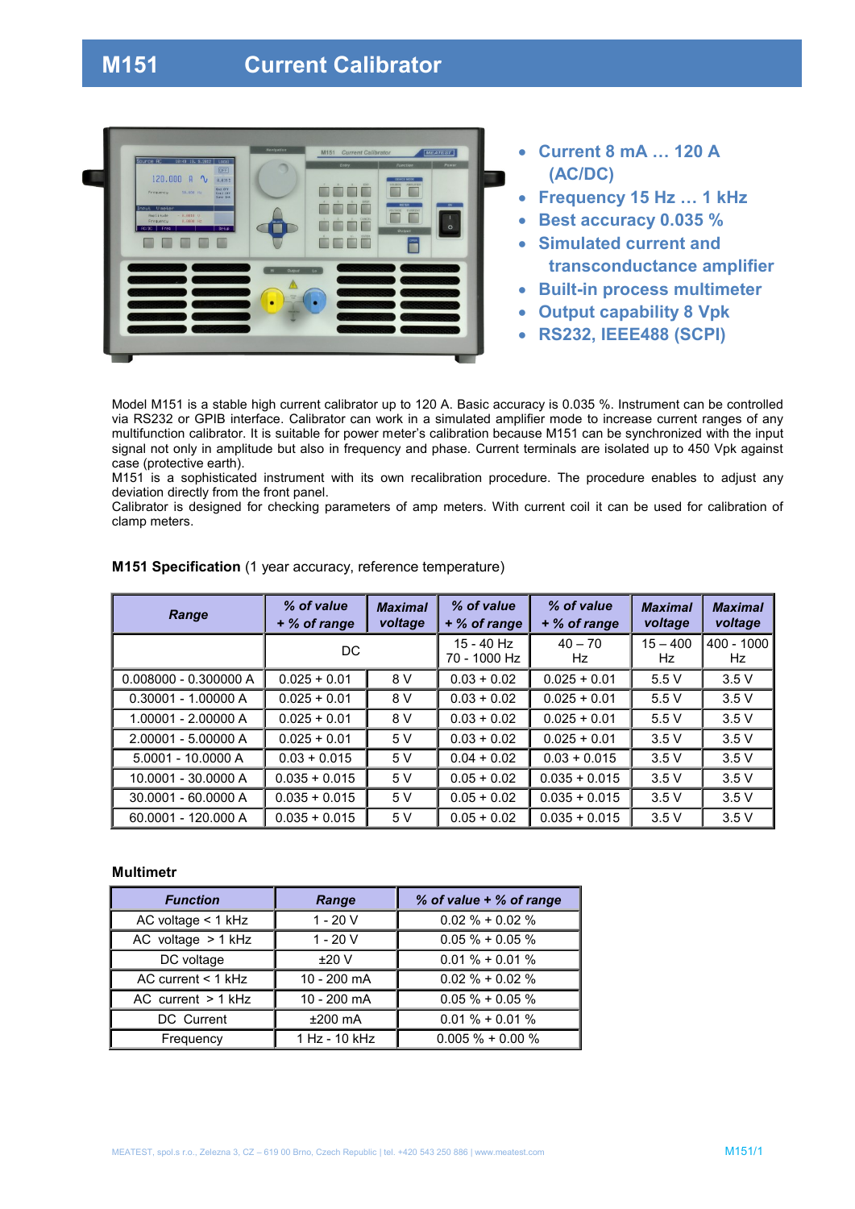# M151 Current Calibrator

- Current 8 mA … 120 A (AC/DC)
- Frequency 15 Hz … 1 kHz
- Best accuracy 0.035 %
- Simulated current and transconductance amplifier
- Built-in process multimeter
- Output capability 8 Vpk
- RS232, IEEE488 (SCPI)

Model M151 is a stable high current calibrator up to 120 A. Basic accuracy is 0.035 %. Instrument can be controlled via RS232 or GPIB interface. Calibrator can work in a simulated amplifier mode to increase current ranges of any multifunction calibrator. It is suitable for power meter's calibration because M151 can be synchronized with the input signal not only in amplitude but also in frequency and phase. Current terminals are isolated up to 450 Vpk against case (protective earth).
M151 is a sophisticated instrument with its own recalibration procedure. The procedure enables to adjust any deviation directly from the front panel.
Calibrator is designed for checking parameters of amp meters. With current coil it can be used for calibration of clamp meters.

**M151 Specification** (1 year accuracy, reference temperature)

| *Range* | *% of value + % of range* | *Maximal voltage* | *% of value + % of range* | *% of value + % of range* | *Maximal voltage* | *Maximal voltage* |
|---|---|---|---|---|---|---|
| | DC | | 15 - 40 Hz 70 - 1000 Hz | 40 – 70 Hz | 15 – 400 Hz | 400 - 1000 Hz |
| 0.008000 - 0.300000 A | 0.025 + 0.01 | 8 V | 0.03 + 0.02 | 0.025 + 0.01 | 5.5 V | 3.5 V |
| 0.30001 - 1.00000 A | 0.025 + 0.01 | 8 V | 0.03 + 0.02 | 0.025 + 0.01 | 5.5 V | 3.5 V |
| 1.00001 - 2.00000 A | 0.025 + 0.01 | 8 V | 0.03 + 0.02 | 0.025 + 0.01 | 5.5 V | 3.5 V |
| 2.00001 - 5.00000 A | 0.025 + 0.01 | 5 V | 0.03 + 0.02 | 0.025 + 0.01 | 3.5 V | 3.5 V |
| 5.0001 - 10.0000 A | 0.03 + 0.015 | 5 V | 0.04 + 0.02 | 0.03 + 0.015 | 3.5 V | 3.5 V |
| 10.0001 - 30.0000 A | 0.035 + 0.015 | 5 V | 0.05 + 0.02 | 0.035 + 0.015 | 3.5 V | 3.5 V |
| 30.0001 - 60.0000 A | 0.035 + 0.015 | 5 V | 0.05 + 0.02 | 0.035 + 0.015 | 3.5 V | 3.5 V |
| 60.0001 - 120.000 A | 0.035 + 0.015 | 5 V | 0.05 + 0.02 | 0.035 + 0.015 | 3.5 V | 3.5 V |

**Multimetr**

| *Function* | *Range* | *% of value + % of range* |
|---|---|---|
| AC voltage < 1 kHz | 1 - 20 V | 0.02 % + 0.02 % |
| AC voltage > 1 kHz | 1 - 20 V | 0.05 % + 0.05 % |
| DC voltage | ±20 V | 0.01 % + 0.01 % |
| AC current < 1 kHz | 10 - 200 mA | 0.02 % + 0.02 % |
| AC current > 1 kHz | 10 - 200 mA | 0.05 % + 0.05 % |
| DC Current | ±200 mA | 0.01 % + 0.01 % |
| Frequency | 1 Hz - 10 kHz | 0.005 % + 0.00 % |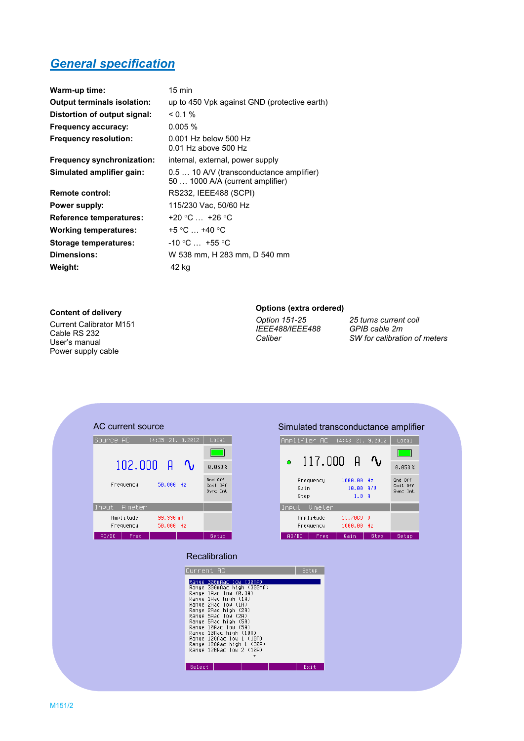## General specification

| | |
|---|---|
| **Warm-up time:** | 15 min |
| **Output terminals isolation:** | up to 450 Vpk against GND (protective earth) |
| **Distortion of output signal:** | < 0.1 % |
| **Frequency accuracy:** | 0.005 % |
| **Frequency resolution:** | 0.001 Hz below 500 Hz<br>0.01 Hz above 500 Hz |
| **Frequency synchronization:** | internal, external, power supply |
| **Simulated amplifier gain:** | 0.5 … 10 A/V (transconductance amplifier)<br>50 … 1000 A/A (current amplifier) |
| **Remote control:** | RS232, IEEE488 (SCPI) |
| **Power supply:** | 115/230 Vac, 50/60 Hz |
| **Reference temperatures:** | +20 °C … +26 °C |
| **Working temperatures:** | +5 °C … +40 °C |
| **Storage temperatures:** | -10 °C … +55 °C |
| **Dimensions:** | W 538 mm, H 283 mm, D 540 mm |
| **Weight:** | 42 kg |

**Content of delivery**

Current Calibrator M151
Cable RS 232
User's manual
Power supply cable

**Options (extra ordered)**

| | |
|---|---|
| *Option 151-25* | *25 turns current coil* |
| *IEEE488/IEEE488* | *GPIB cable 2m* |
| *Caliber* | *SW for calibration of meters* |

AC current source

Simulated transconductance amplifier

Recalibration